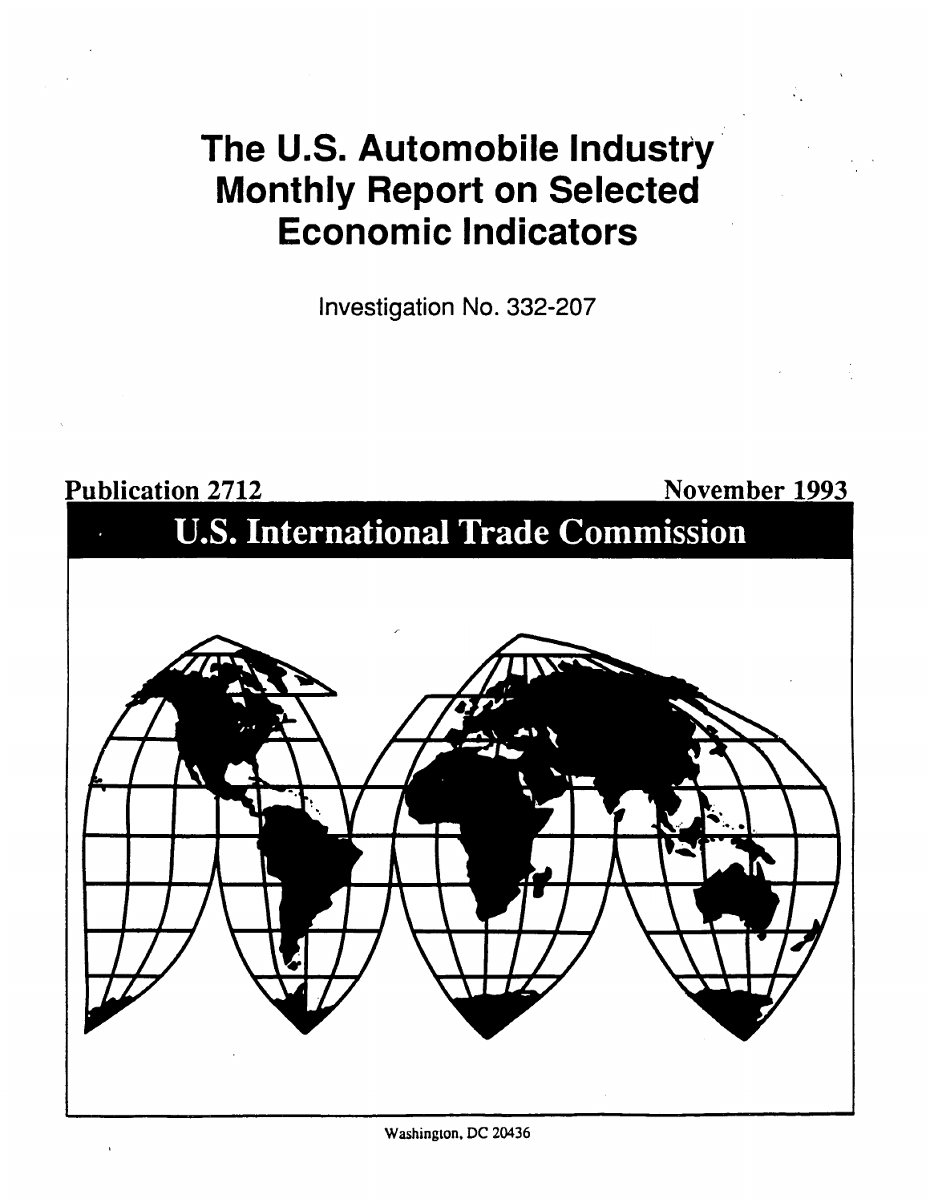# The U.S. Automobile Industry Monthly Report on Selected Economic Indicators

Investigation No. 332-207

Publication 2712

November 1993

## U.S. International Trade Commission

Washington, DC 20436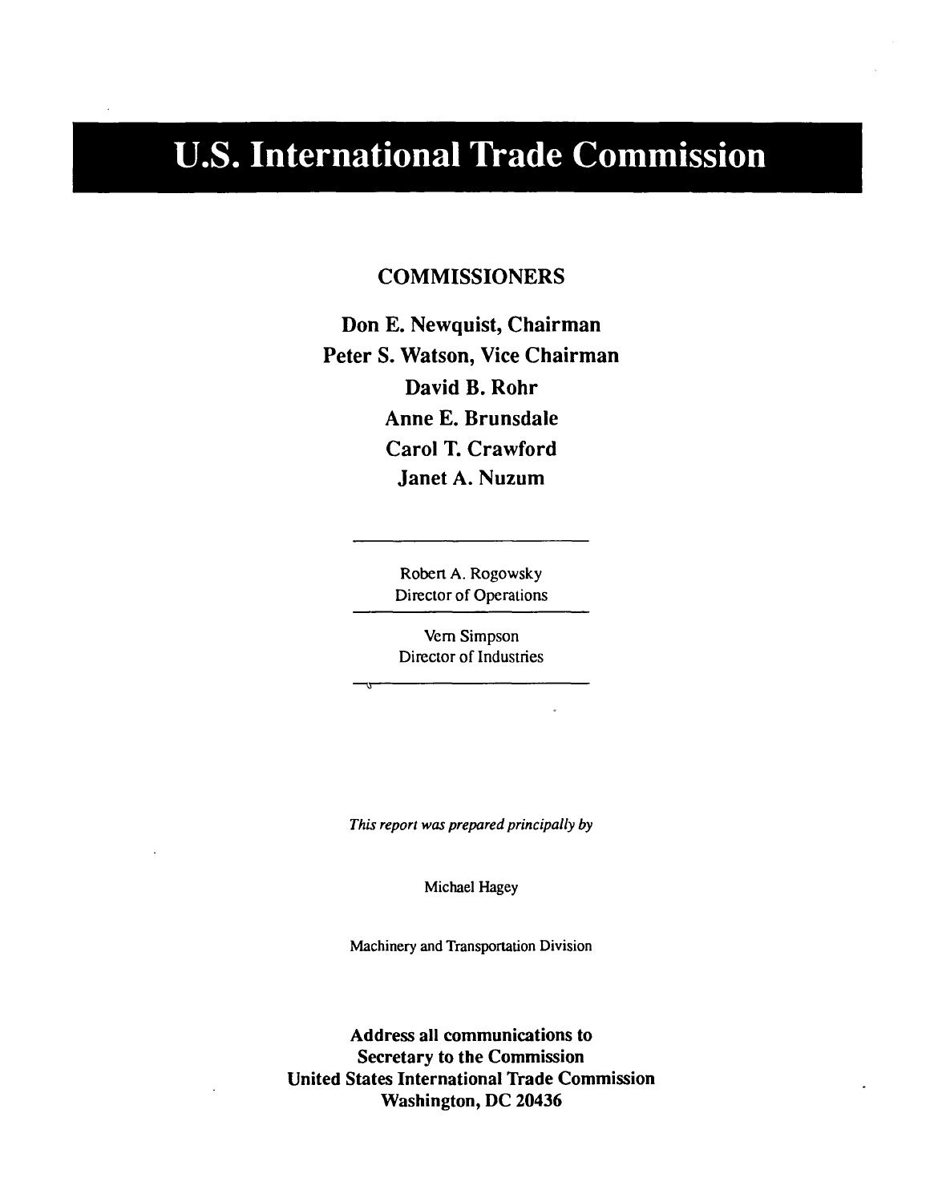# U.S. International Trade Commission

## COMMISSIONERS

**Don E. Newquist, Chairman**
**Peter S. Watson, Vice Chairman**
**David B. Rohr**
**Anne E. Brunsdale**
**Carol T. Crawford**
**Janet A. Nuzum**

---

Robert A. Rogowsky
Director of Operations

---

Vern Simpson
Director of Industries

---

*This report was prepared principally by*

Michael Hagey

Machinery and Transportation Division

**Address all communications to**
**Secretary to the Commission**
**United States International Trade Commission**
**Washington, DC 20436**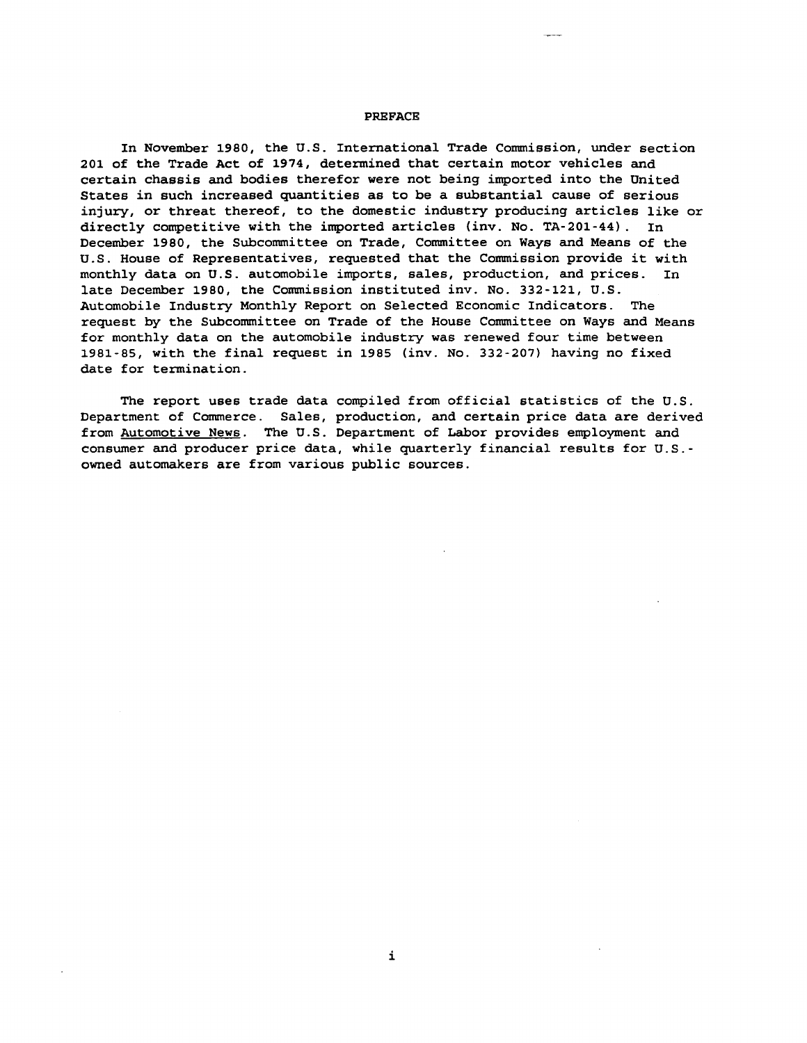# PREFACE

In November 1980, the U.S. International Trade Commission, under section 201 of the Trade Act of 1974, determined that certain motor vehicles and certain chassis and bodies therefor were not being imported into the United States in such increased quantities as to be a substantial cause of serious injury, or threat thereof, to the domestic industry producing articles like or directly competitive with the imported articles (inv. No. TA-201-44). In December 1980, the Subcommittee on Trade, Committee on Ways and Means of the U.S. House of Representatives, requested that the Commission provide it with monthly data on U.S. automobile imports, sales, production, and prices. In late December 1980, the Commission instituted inv. No. 332-121, U.S. Automobile Industry Monthly Report on Selected Economic Indicators. The request by the Subcommittee on Trade of the House Committee on Ways and Means for monthly data on the automobile industry was renewed four time between 1981-85, with the final request in 1985 (inv. No. 332-207) having no fixed date for termination.

The report uses trade data compiled from official statistics of the U.S. Department of Commerce. Sales, production, and certain price data are derived from Automotive News. The U.S. Department of Labor provides employment and consumer and producer price data, while quarterly financial results for U.S.-owned automakers are from various public sources.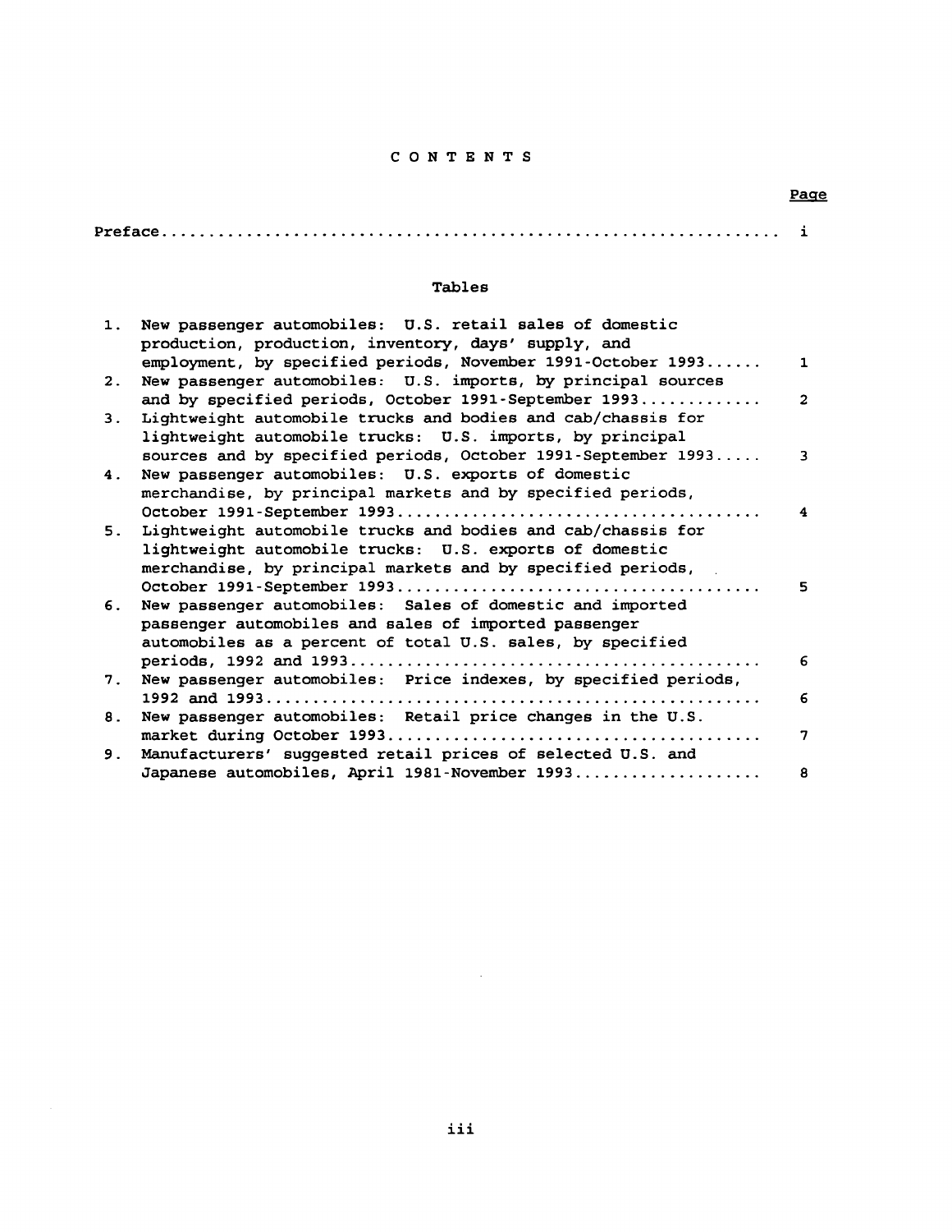# CONTENTS

| | Page |
|---|---|
| Preface | i |

## Tables

| | | |
|---|---|---|
| 1. | New passenger automobiles: U.S. retail sales of domestic production, production, inventory, days' supply, and employment, by specified periods, November 1991-October 1993 | 1 |
| 2. | New passenger automobiles: U.S. imports, by principal sources and by specified periods, October 1991-September 1993 | 2 |
| 3. | Lightweight automobile trucks and bodies and cab/chassis for lightweight automobile trucks: U.S. imports, by principal sources and by specified periods, October 1991-September 1993 | 3 |
| 4. | New passenger automobiles: U.S. exports of domestic merchandise, by principal markets and by specified periods, October 1991-September 1993 | 4 |
| 5. | Lightweight automobile trucks and bodies and cab/chassis for lightweight automobile trucks: U.S. exports of domestic merchandise, by principal markets and by specified periods, October 1991-September 1993 | 5 |
| 6. | New passenger automobiles: Sales of domestic and imported passenger automobiles and sales of imported passenger automobiles as a percent of total U.S. sales, by specified periods, 1992 and 1993 | 6 |
| 7. | New passenger automobiles: Price indexes, by specified periods, 1992 and 1993 | 6 |
| 8. | New passenger automobiles: Retail price changes in the U.S. market during October 1993 | 7 |
| 9. | Manufacturers' suggested retail prices of selected U.S. and Japanese automobiles, April 1981-November 1993 | 8 |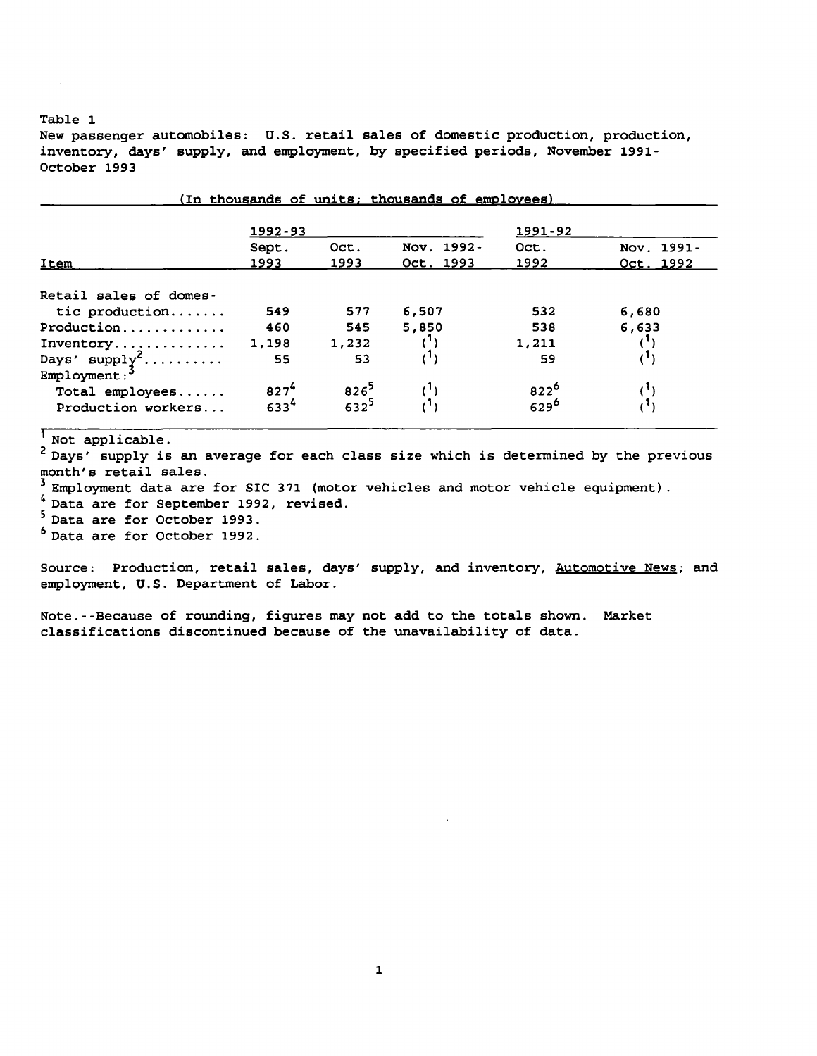Table 1

New passenger automobiles: U.S. retail sales of domestic production, production, inventory, days' supply, and employment, by specified periods, November 1991-October 1993

(In thousands of units; thousands of employees)

| Item | 1992-93 | | | 1991-92 | |
|---|---|---|---|---|---|
| | Sept. 1993 | Oct. 1993 | Nov. 1992-Oct. 1993 | Oct. 1992 | Nov. 1991-Oct. 1992 |
| Retail sales of domestic production....... | 549 | 577 | 6,507 | 532 | 6,680 |
| Production............. | 460 | 545 | 5,850 | 538 | 6,633 |
| Inventory.............. | 1,198 | 1,232 | ([1]) | 1,211 | ([1]) |
| Days' supply[2].......... | 55 | 53 | ([1]) | 59 | ([1]) |
| Employment:[3] | | | | | |
| Total employees...... | 827[4] | 826[5] | ([1]) | 822[6] | ([1]) |
| Production workers... | 633[4] | 632[5] | ([1]) | 629[6] | ([1]) |

[1] Not applicable.

[2] Days' supply is an average for each class size which is determined by the previous month's retail sales.

[3] Employment data are for SIC 371 (motor vehicles and motor vehicle equipment).

[4] Data are for September 1992, revised.

[5] Data are for October 1993.

[6] Data are for October 1992.

Source: Production, retail sales, days' supply, and inventory, Automotive News; and employment, U.S. Department of Labor.

Note.--Because of rounding, figures may not add to the totals shown. Market classifications discontinued because of the unavailability of data.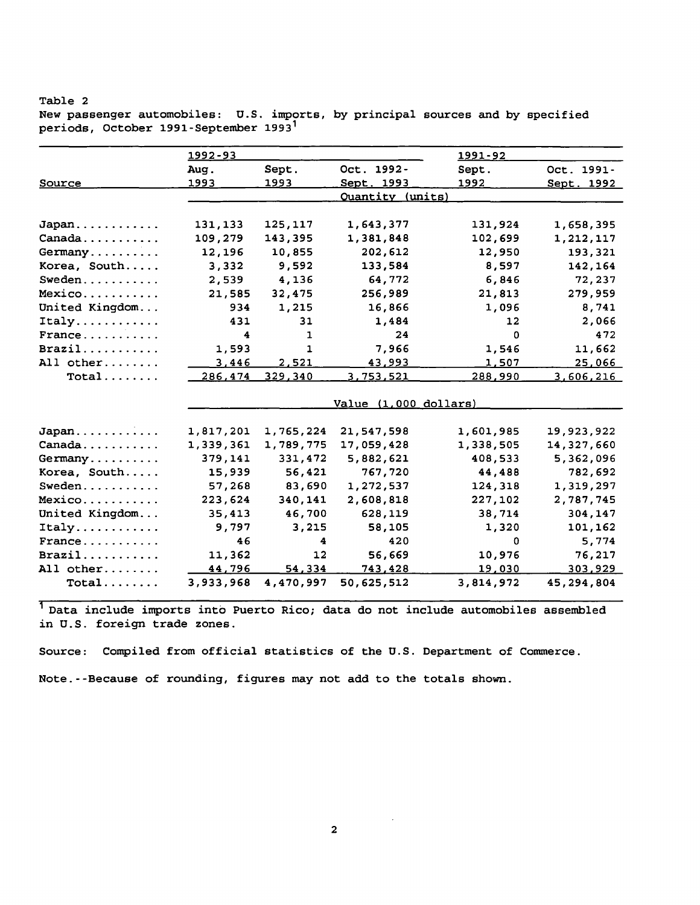Table 2
New passenger automobiles: U.S. imports, by principal sources and by specified periods, October 1991-September 1993[1]

| Source | 1992-93 | | | 1991-92 | |
|---|---|---|---|---|---|
| | Aug. 1993 | Sept. 1993 | Oct. 1992-Sept. 1993 | Sept. 1992 | Oct. 1991-Sept. 1992 |
| | Quantity (units) | | | | |
| Japan | 131,133 | 125,117 | 1,643,377 | 131,924 | 1,658,395 |
| Canada | 109,279 | 143,395 | 1,381,848 | 102,699 | 1,212,117 |
| Germany | 12,196 | 10,855 | 202,612 | 12,950 | 193,321 |
| Korea, South | 3,332 | 9,592 | 133,584 | 8,597 | 142,164 |
| Sweden | 2,539 | 4,136 | 64,772 | 6,846 | 72,237 |
| Mexico | 21,585 | 32,475 | 256,989 | 21,813 | 279,959 |
| United Kingdom | 934 | 1,215 | 16,866 | 1,096 | 8,741 |
| Italy | 431 | 31 | 1,484 | 12 | 2,066 |
| France | 4 | 1 | 24 | 0 | 472 |
| Brazil | 1,593 | 1 | 7,966 | 1,546 | 11,662 |
| All other | 3,446 | 2,521 | 43,993 | 1,507 | 25,066 |
| Total | 286,474 | 329,340 | 3,753,521 | 288,990 | 3,606,216 |
| | Value (1,000 dollars) | | | | |
| Japan | 1,817,201 | 1,765,224 | 21,547,598 | 1,601,985 | 19,923,922 |
| Canada | 1,339,361 | 1,789,775 | 17,059,428 | 1,338,505 | 14,327,660 |
| Germany | 379,141 | 331,472 | 5,882,621 | 408,533 | 5,362,096 |
| Korea, South | 15,939 | 56,421 | 767,720 | 44,488 | 782,692 |
| Sweden | 57,268 | 83,690 | 1,272,537 | 124,318 | 1,319,297 |
| Mexico | 223,624 | 340,141 | 2,608,818 | 227,102 | 2,787,745 |
| United Kingdom | 35,413 | 46,700 | 628,119 | 38,714 | 304,147 |
| Italy | 9,797 | 3,215 | 58,105 | 1,320 | 101,162 |
| France | 46 | 4 | 420 | 0 | 5,774 |
| Brazil | 11,362 | 12 | 56,669 | 10,976 | 76,217 |
| All other | 44,796 | 54,334 | 743,428 | 19,030 | 303,929 |
| Total | 3,933,968 | 4,470,997 | 50,625,512 | 3,814,972 | 45,294,804 |

[1] Data include imports into Puerto Rico; data do not include automobiles assembled in U.S. foreign trade zones.

Source: Compiled from official statistics of the U.S. Department of Commerce.

Note.--Because of rounding, figures may not add to the totals shown.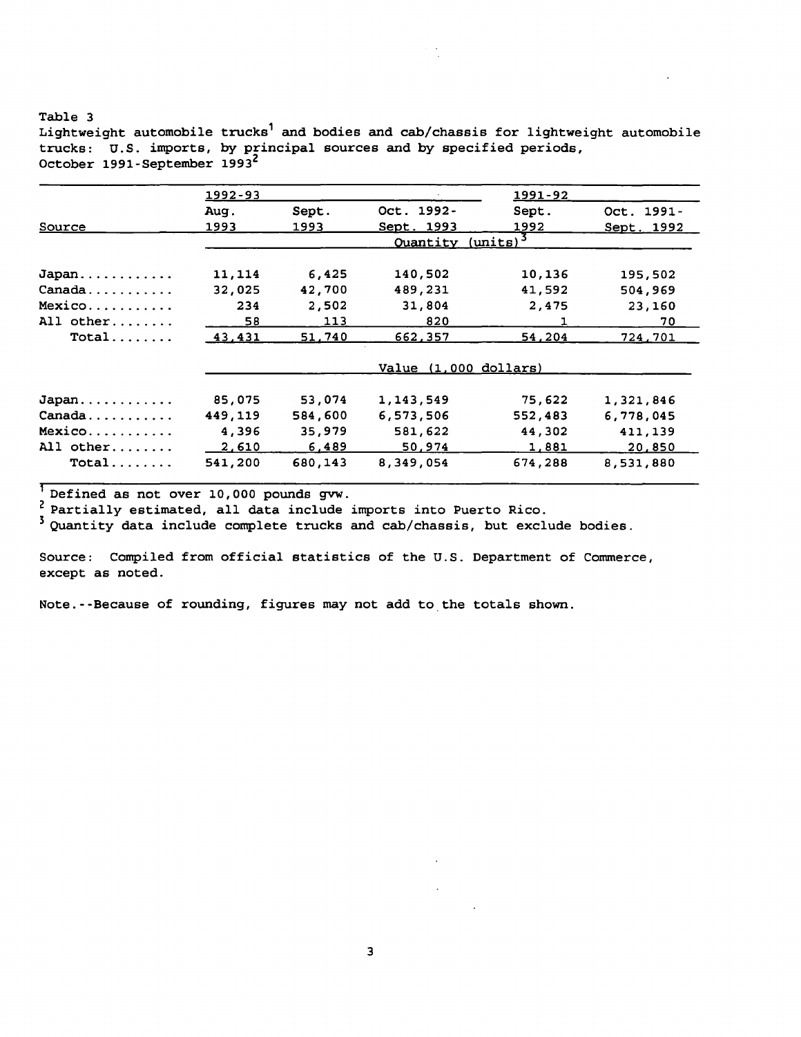Table 3
Lightweight automobile trucks[1] and bodies and cab/chassis for lightweight automobile trucks: U.S. imports, by principal sources and by specified periods, October 1991-September 1993[2]

| Source | 1992-93 Aug. 1993 | Sept. 1993 | Oct. 1992- Sept. 1993 | 1991-92 Sept. 1992 | Oct. 1991- Sept. 1992 |
|---|---|---|---|---|---|
| | Quantity (units)[3] | | | | |
| Japan | 11,114 | 6,425 | 140,502 | 10,136 | 195,502 |
| Canada | 32,025 | 42,700 | 489,231 | 41,592 | 504,969 |
| Mexico | 234 | 2,502 | 31,804 | 2,475 | 23,160 |
| All other | 58 | 113 | 820 | 1 | 70 |
| Total | 43,431 | 51,740 | 662,357 | 54,204 | 724,701 |
| | Value (1,000 dollars) | | | | |
| Japan | 85,075 | 53,074 | 1,143,549 | 75,622 | 1,321,846 |
| Canada | 449,119 | 584,600 | 6,573,506 | 552,483 | 6,778,045 |
| Mexico | 4,396 | 35,979 | 581,622 | 44,302 | 411,139 |
| All other | 2,610 | 6,489 | 50,974 | 1,881 | 20,850 |
| Total | 541,200 | 680,143 | 8,349,054 | 674,288 | 8,531,880 |

[1] Defined as not over 10,000 pounds gvw.
[2] Partially estimated, all data include imports into Puerto Rico.
[3] Quantity data include complete trucks and cab/chassis, but exclude bodies.

Source: Compiled from official statistics of the U.S. Department of Commerce, except as noted.

Note.--Because of rounding, figures may not add to the totals shown.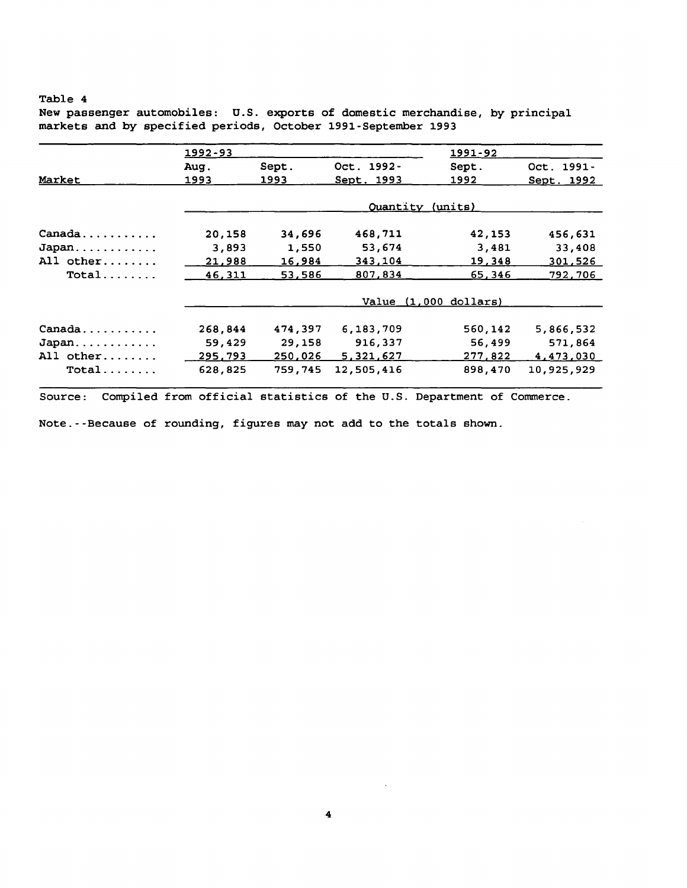Table 4

New passenger automobiles: U.S. exports of domestic merchandise, by principal markets and by specified periods, October 1991-September 1993

| Market | 1992-93 | | | 1991-92 | |
|---|---|---|---|---|---|
| | Aug. 1993 | Sept. 1993 | Oct. 1992- Sept. 1993 | Sept. 1992 | Oct. 1991- Sept. 1992 |
| | Quantity (units) | | | | |
| Canada | 20,158 | 34,696 | 468,711 | 42,153 | 456,631 |
| Japan | 3,893 | 1,550 | 53,674 | 3,481 | 33,408 |
| All other | 21,988 | 16,984 | 343,104 | 19,348 | 301,526 |
| Total | 46,311 | 53,586 | 807,834 | 65,346 | 792,706 |
| | Value (1,000 dollars) | | | | |
| Canada | 268,844 | 474,397 | 6,183,709 | 560,142 | 5,866,532 |
| Japan | 59,429 | 29,158 | 916,337 | 56,499 | 571,864 |
| All other | 295,793 | 250,026 | 5,321,627 | 277,822 | 4,473,030 |
| Total | 628,825 | 759,745 | 12,505,416 | 898,470 | 10,925,929 |

Source: Compiled from official statistics of the U.S. Department of Commerce.

Note.--Because of rounding, figures may not add to the totals shown.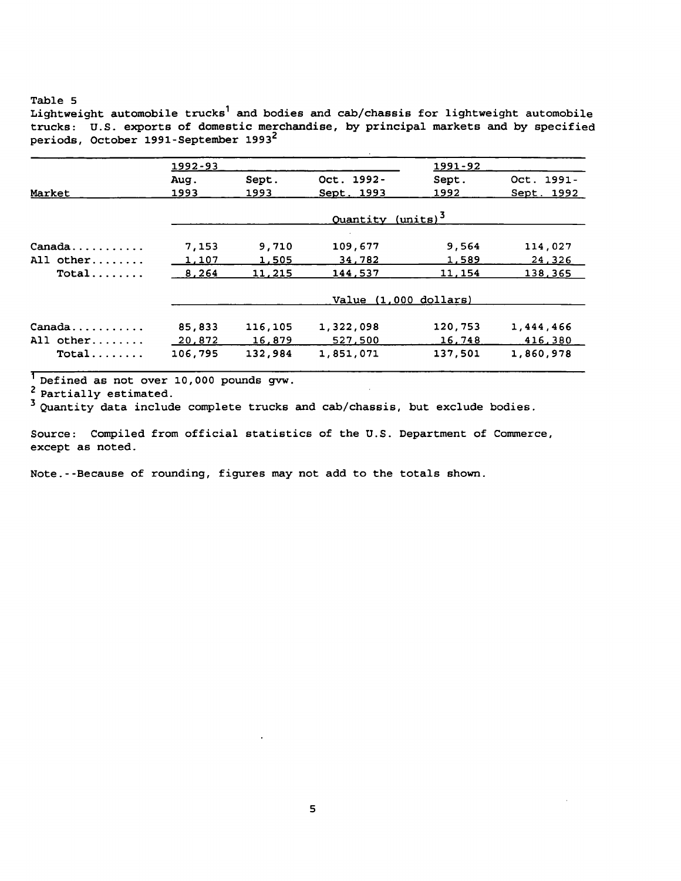Table 5

Lightweight automobile trucks[1] and bodies and cab/chassis for lightweight automobile trucks: U.S. exports of domestic merchandise, by principal markets and by specified periods, October 1991-September 1993[2]

| | 1992-93 | | | 1991-92 | |
|---|---|---|---|---|---|
| Market | Aug. 1993 | Sept. 1993 | Oct. 1992-Sept. 1993 | Sept. 1992 | Oct. 1991-Sept. 1992 |
| | Quantity (units)[3] | | | | |
| Canada........... | 7,153 | 9,710 | 109,677 | 9,564 | 114,027 |
| All other........ | 1,107 | 1,505 | 34,782 | 1,589 | 24,326 |
| Total........ | 8,264 | 11,215 | 144,537 | 11,154 | 138,365 |
| | Value (1,000 dollars) | | | | |
| Canada........... | 85,833 | 116,105 | 1,322,098 | 120,753 | 1,444,466 |
| All other........ | 20,872 | 16,879 | 527,500 | 16,748 | 416,380 |
| Total........ | 106,795 | 132,984 | 1,851,071 | 137,501 | 1,860,978 |

[1] Defined as not over 10,000 pounds gvw.

[2] Partially estimated.

[3] Quantity data include complete trucks and cab/chassis, but exclude bodies.

Source: Compiled from official statistics of the U.S. Department of Commerce, except as noted.

Note.--Because of rounding, figures may not add to the totals shown.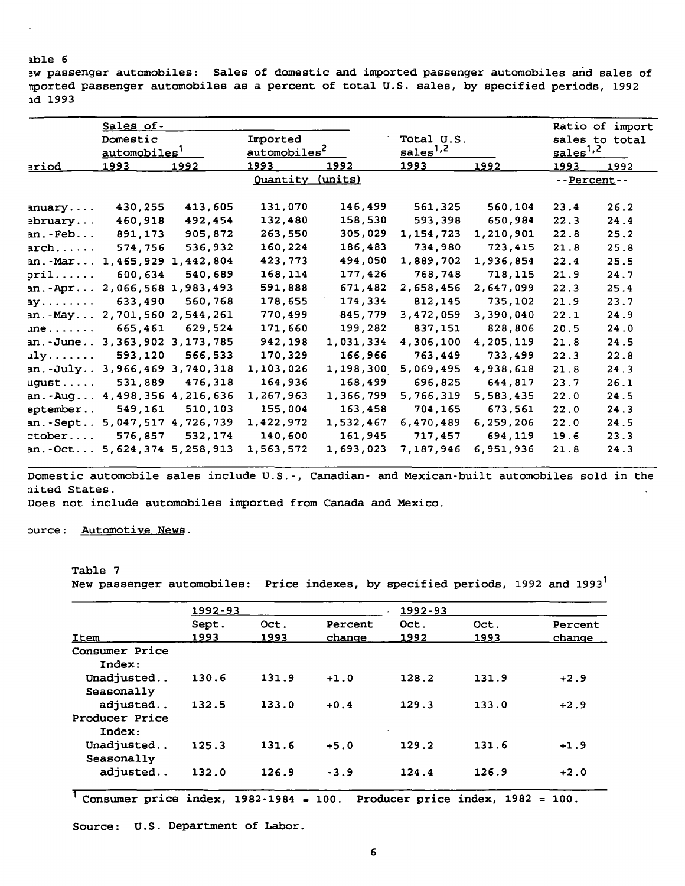able 6

ew passenger automobiles: Sales of domestic and imported passenger automobiles and sales of mported passenger automobiles as a percent of total U.S. sales, by specified periods, 1992 nd 1993

| eriod | Sales of- Domestic automobiles[1] 1993 | 1992 | Imported automobiles[2] 1993 | 1992 | Total U.S. sales[1,2] 1993 | 1992 | Ratio of import sales to total sales[1,2] 1993 | 1992 |
|---|---|---|---|---|---|---|---|---|
| | Quantity (units) | | | | | | --Percent-- | |
| anuary.... | 430,255 | 413,605 | 131,070 | 146,499 | 561,325 | 560,104 | 23.4 | 26.2 |
| ebruary... | 460,918 | 492,454 | 132,480 | 158,530 | 593,398 | 650,984 | 22.3 | 24.4 |
| an.-Feb... | 891,173 | 905,872 | 263,550 | 305,029 | 1,154,723 | 1,210,901 | 22.8 | 25.2 |
| arch...... | 574,756 | 536,932 | 160,224 | 186,483 | 734,980 | 723,415 | 21.8 | 25.8 |
| an.-Mar... | 1,465,929 | 1,442,804 | 423,773 | 494,050 | 1,889,702 | 1,936,854 | 22.4 | 25.5 |
| pril...... | 600,634 | 540,689 | 168,114 | 177,426 | 768,748 | 718,115 | 21.9 | 24.7 |
| an.-Apr... | 2,066,568 | 1,983,493 | 591,888 | 671,482 | 2,658,456 | 2,647,099 | 22.3 | 25.4 |
| ay........ | 633,490 | 560,768 | 178,655 | 174,334 | 812,145 | 735,102 | 21.9 | 23.7 |
| an.-May... | 2,701,560 | 2,544,261 | 770,499 | 845,779 | 3,472,059 | 3,390,040 | 22.1 | 24.9 |
| une....... | 665,461 | 629,524 | 171,660 | 199,282 | 837,151 | 828,806 | 20.5 | 24.0 |
| an.-June.. | 3,363,902 | 3,173,785 | 942,198 | 1,031,334 | 4,306,100 | 4,205,119 | 21.8 | 24.5 |
| uly....... | 593,120 | 566,533 | 170,329 | 166,966 | 763,449 | 733,499 | 22.3 | 22.8 |
| an.-July.. | 3,966,469 | 3,740,318 | 1,103,026 | 1,198,300 | 5,069,495 | 4,938,618 | 21.8 | 24.3 |
| ugust..... | 531,889 | 476,318 | 164,936 | 168,499 | 696,825 | 644,817 | 23.7 | 26.1 |
| an.-Aug... | 4,498,356 | 4,216,636 | 1,267,963 | 1,366,799 | 5,766,319 | 5,583,435 | 22.0 | 24.5 |
| eptember.. | 549,161 | 510,103 | 155,004 | 163,458 | 704,165 | 673,561 | 22.0 | 24.3 |
| an.-Sept.. | 5,047,517 | 4,726,739 | 1,422,972 | 1,532,467 | 6,470,489 | 6,259,206 | 22.0 | 24.5 |
| ctober.... | 576,857 | 532,174 | 140,600 | 161,945 | 717,457 | 694,119 | 19.6 | 23.3 |
| an.-Oct... | 5,624,374 | 5,258,913 | 1,563,572 | 1,693,023 | 7,187,946 | 6,951,936 | 21.8 | 24.3 |

Domestic automobile sales include U.S.-, Canadian- and Mexican-built automobiles sold in the nited States.

Does not include automobiles imported from Canada and Mexico.

ource: Automotive News.

Table 7

New passenger automobiles: Price indexes, by specified periods, 1992 and 1993[1]

| Item | 1992-93 Sept. 1993 | Oct. 1993 | Percent change | 1992-93 Oct. 1992 | Oct. 1993 | Percent change |
|---|---|---|---|---|---|---|
| Consumer Price Index: | | | | | | |
| Unadjusted.. | 130.6 | 131.9 | +1.0 | 128.2 | 131.9 | +2.9 |
| Seasonally adjusted.. | 132.5 | 133.0 | +0.4 | 129.3 | 133.0 | +2.9 |
| Producer Price Index: | | | | | | |
| Unadjusted.. | 125.3 | 131.6 | +5.0 | 129.2 | 131.6 | +1.9 |
| Seasonally adjusted.. | 132.0 | 126.9 | -3.9 | 124.4 | 126.9 | +2.0 |

[1] Consumer price index, 1982-1984 = 100. Producer price index, 1982 = 100.

Source: U.S. Department of Labor.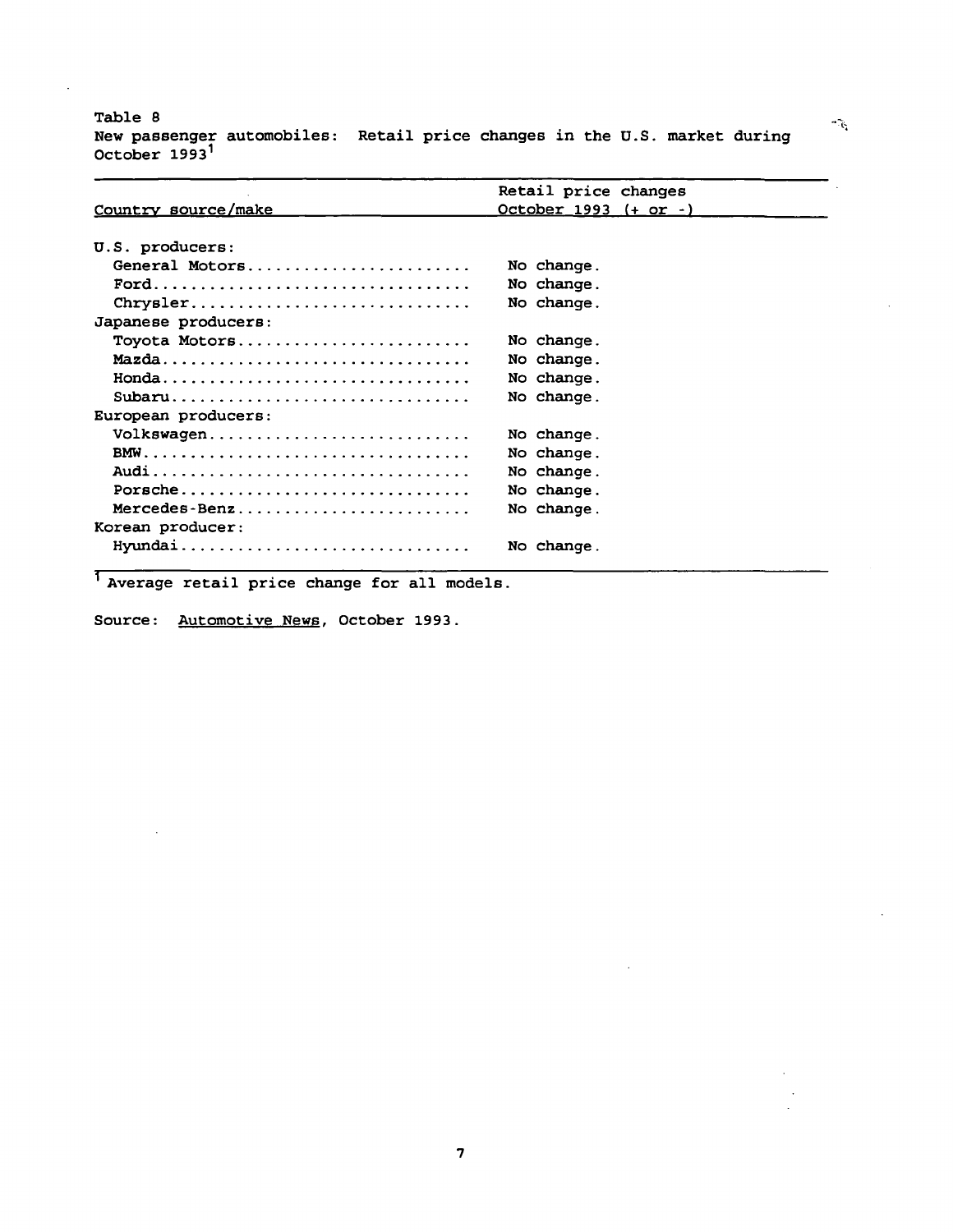Table 8

New passenger automobiles: Retail price changes in the U.S. market during October 1993[1]

| Country source/make | Retail price changes October 1993 (+ or -) |
|---|---|
| U.S. producers: | |
| General Motors | No change. |
| Ford | No change. |
| Chrysler | No change. |
| Japanese producers: | |
| Toyota Motors | No change. |
| Mazda | No change. |
| Honda | No change. |
| Subaru | No change. |
| European producers: | |
| Volkswagen | No change. |
| BMW | No change. |
| Audi | No change. |
| Porsche | No change. |
| Mercedes-Benz | No change. |
| Korean producer: | |
| Hyundai | No change. |

[1] Average retail price change for all models.

Source: Automotive News, October 1993.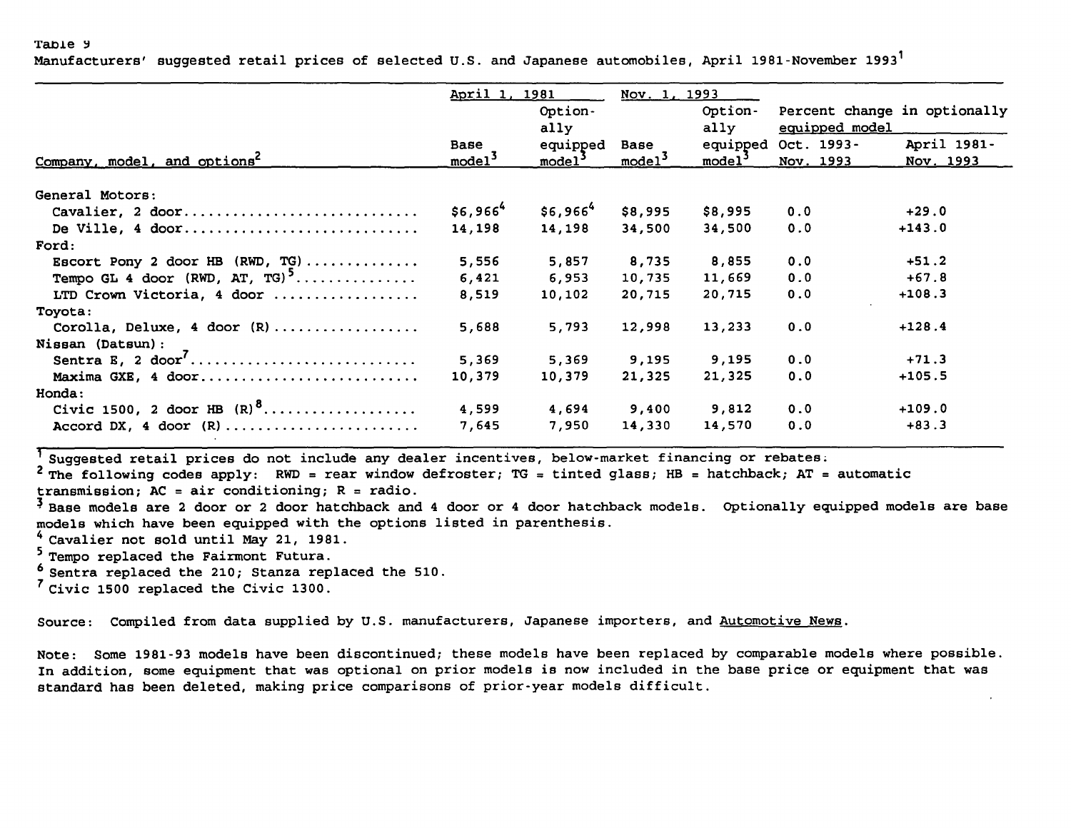Table 9

Manufacturers' suggested retail prices of selected U.S. and Japanese automobiles, April 1981-November 1993[1]

| Company, model, and options[2] | April 1, 1981 | | Nov. 1, 1993 | | Percent change in optionally equipped model | |
|---|---|---|---|---|---|---|
| | Base model[3] | Optionally equipped model[3] | Base model[3] | Optionally equipped model[3] | Oct. 1993-Nov. 1993 | April 1981-Nov. 1993 |
| General Motors: | | | | | | |
| Cavalier, 2 door | $6,966[4] | $6,966[4] | $8,995 | $8,995 | 0.0 | +29.0 |
| De Ville, 4 door | 14,198 | 14,198 | 34,500 | 34,500 | 0.0 | +143.0 |
| Ford: | | | | | | |
| Escort Pony 2 door HB (RWD, TG) | 5,556 | 5,857 | 8,735 | 8,855 | 0.0 | +51.2 |
| Tempo GL 4 door (RWD, AT, TG)[5] | 6,421 | 6,953 | 10,735 | 11,669 | 0.0 | +67.8 |
| LTD Crown Victoria, 4 door | 8,519 | 10,102 | 20,715 | 20,715 | 0.0 | +108.3 |
| Toyota: | | | | | | |
| Corolla, Deluxe, 4 door (R) | 5,688 | 5,793 | 12,998 | 13,233 | 0.0 | +128.4 |
| Nissan (Datsun): | | | | | | |
| Sentra E, 2 door[7] | 5,369 | 5,369 | 9,195 | 9,195 | 0.0 | +71.3 |
| Maxima GXE, 4 door | 10,379 | 10,379 | 21,325 | 21,325 | 0.0 | +105.5 |
| Honda: | | | | | | |
| Civic 1500, 2 door HB (R)[8] | 4,599 | 4,694 | 9,400 | 9,812 | 0.0 | +109.0 |
| Accord DX, 4 door (R) | 7,645 | 7,950 | 14,330 | 14,570 | 0.0 | +83.3 |

[1] Suggested retail prices do not include any dealer incentives, below-market financing or rebates.

[2] The following codes apply: RWD = rear window defroster; TG = tinted glass; HB = hatchback; AT = automatic transmission; AC = air conditioning; R = radio.

[3] Base models are 2 door or 2 door hatchback and 4 door or 4 door hatchback models. Optionally equipped models are base models which have been equipped with the options listed in parenthesis.

[4] Cavalier not sold until May 21, 1981.

[5] Tempo replaced the Fairmont Futura.

[6] Sentra replaced the 210; Stanza replaced the 510.

[7] Civic 1500 replaced the Civic 1300.

Source: Compiled from data supplied by U.S. manufacturers, Japanese importers, and Automotive News.

Note: Some 1981-93 models have been discontinued; these models have been replaced by comparable models where possible. In addition, some equipment that was optional on prior models is now included in the base price or equipment that was standard has been deleted, making price comparisons of prior-year models difficult.